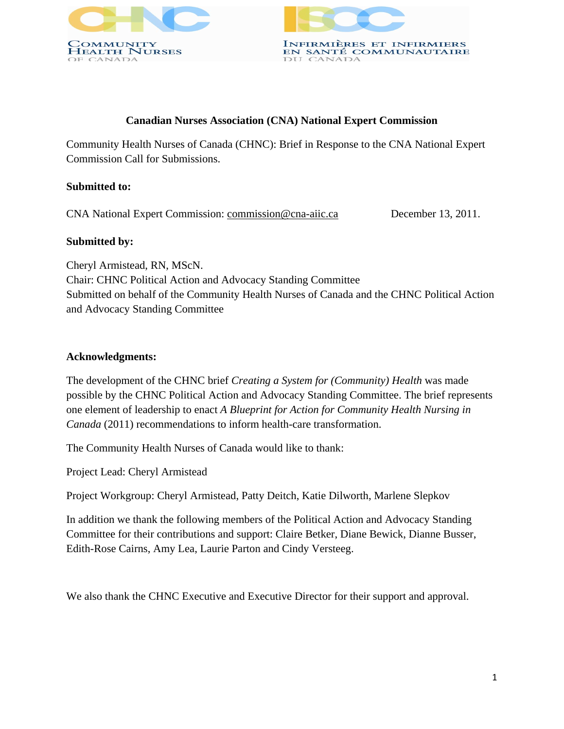COMMUNITY HEALTH NURSES OF CANADA

INFIRMIÈRES ET INFIRMIERS EN SANTÉ COMMUNAUTAIRE DU CANADA

**Canadian Nurses Association (CNA) National Expert Commission**

Community Health Nurses of Canada (CHNC): Brief in Response to the CNA National Expert Commission Call for Submissions.

**Submitted to:**

CNA National Expert Commission: commission@cna-aiic.ca December 13, 2011.

**Submitted by:**

Cheryl Armistead, RN, MScN.
Chair: CHNC Political Action and Advocacy Standing Committee
Submitted on behalf of the Community Health Nurses of Canada and the CHNC Political Action and Advocacy Standing Committee

**Acknowledgments:**

The development of the CHNC brief *Creating a System for (Community) Health* was made possible by the CHNC Political Action and Advocacy Standing Committee. The brief represents one element of leadership to enact *A Blueprint for Action for Community Health Nursing in Canada* (2011) recommendations to inform health-care transformation.

The Community Health Nurses of Canada would like to thank:

Project Lead: Cheryl Armistead

Project Workgroup: Cheryl Armistead, Patty Deitch, Katie Dilworth, Marlene Slepkov

In addition we thank the following members of the Political Action and Advocacy Standing Committee for their contributions and support: Claire Betker, Diane Bewick, Dianne Busser, Edith-Rose Cairns, Amy Lea, Laurie Parton and Cindy Versteeg.

We also thank the CHNC Executive and Executive Director for their support and approval.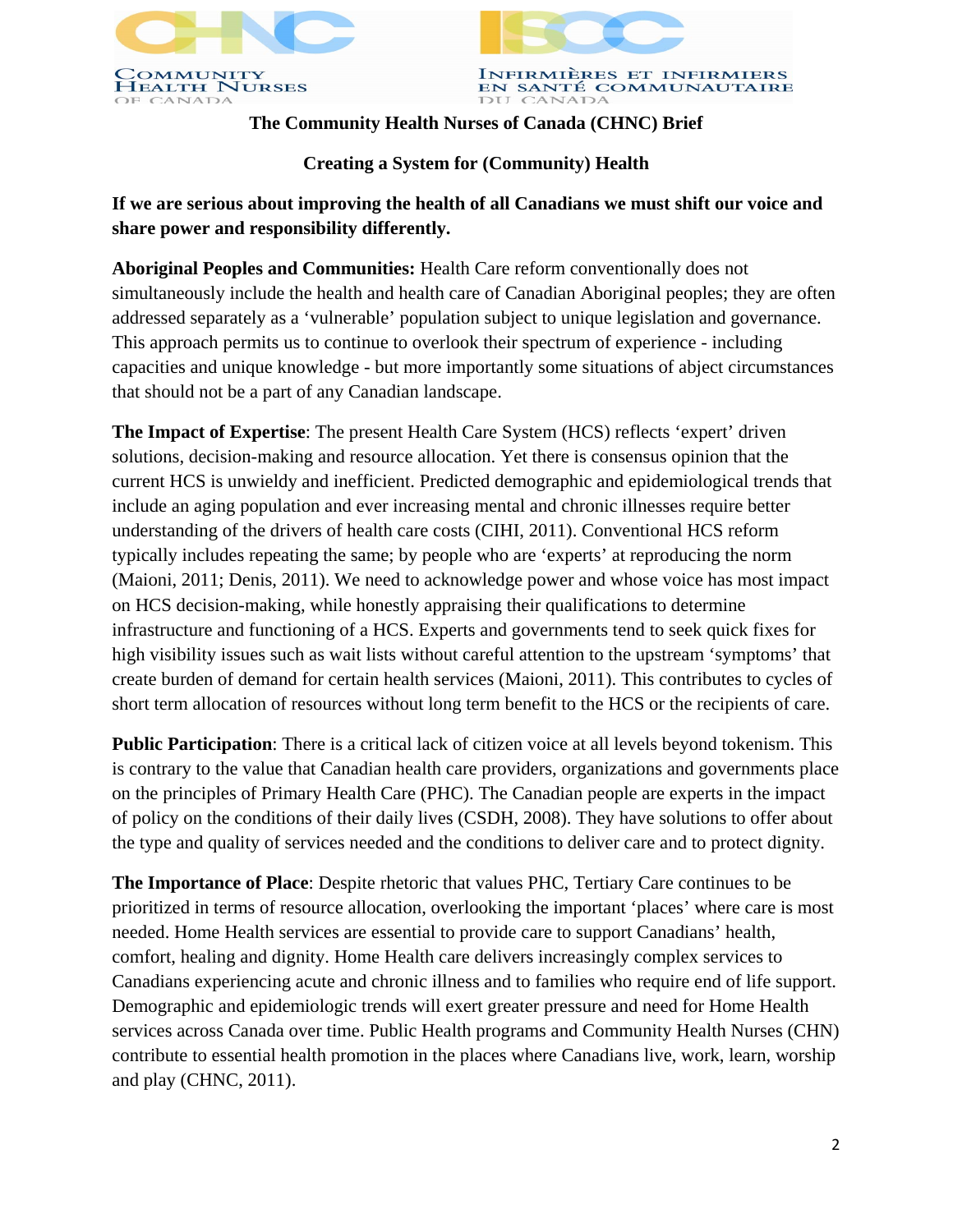**The Community Health Nurses of Canada (CHNC) Brief**

**Creating a System for (Community) Health**

**If we are serious about improving the health of all Canadians we must shift our voice and share power and responsibility differently.**

**Aboriginal Peoples and Communities:** Health Care reform conventionally does not simultaneously include the health and health care of Canadian Aboriginal peoples; they are often addressed separately as a 'vulnerable' population subject to unique legislation and governance. This approach permits us to continue to overlook their spectrum of experience - including capacities and unique knowledge - but more importantly some situations of abject circumstances that should not be a part of any Canadian landscape.

**The Impact of Expertise**: The present Health Care System (HCS) reflects 'expert' driven solutions, decision-making and resource allocation. Yet there is consensus opinion that the current HCS is unwieldy and inefficient. Predicted demographic and epidemiological trends that include an aging population and ever increasing mental and chronic illnesses require better understanding of the drivers of health care costs (CIHI, 2011). Conventional HCS reform typically includes repeating the same; by people who are 'experts' at reproducing the norm (Maioni, 2011; Denis, 2011). We need to acknowledge power and whose voice has most impact on HCS decision-making, while honestly appraising their qualifications to determine infrastructure and functioning of a HCS. Experts and governments tend to seek quick fixes for high visibility issues such as wait lists without careful attention to the upstream 'symptoms' that create burden of demand for certain health services (Maioni, 2011). This contributes to cycles of short term allocation of resources without long term benefit to the HCS or the recipients of care.

**Public Participation**: There is a critical lack of citizen voice at all levels beyond tokenism. This is contrary to the value that Canadian health care providers, organizations and governments place on the principles of Primary Health Care (PHC). The Canadian people are experts in the impact of policy on the conditions of their daily lives (CSDH, 2008). They have solutions to offer about the type and quality of services needed and the conditions to deliver care and to protect dignity.

**The Importance of Place**: Despite rhetoric that values PHC, Tertiary Care continues to be prioritized in terms of resource allocation, overlooking the important 'places' where care is most needed. Home Health services are essential to provide care to support Canadians' health, comfort, healing and dignity. Home Health care delivers increasingly complex services to Canadians experiencing acute and chronic illness and to families who require end of life support. Demographic and epidemiologic trends will exert greater pressure and need for Home Health services across Canada over time. Public Health programs and Community Health Nurses (CHN) contribute to essential health promotion in the places where Canadians live, work, learn, worship and play (CHNC, 2011).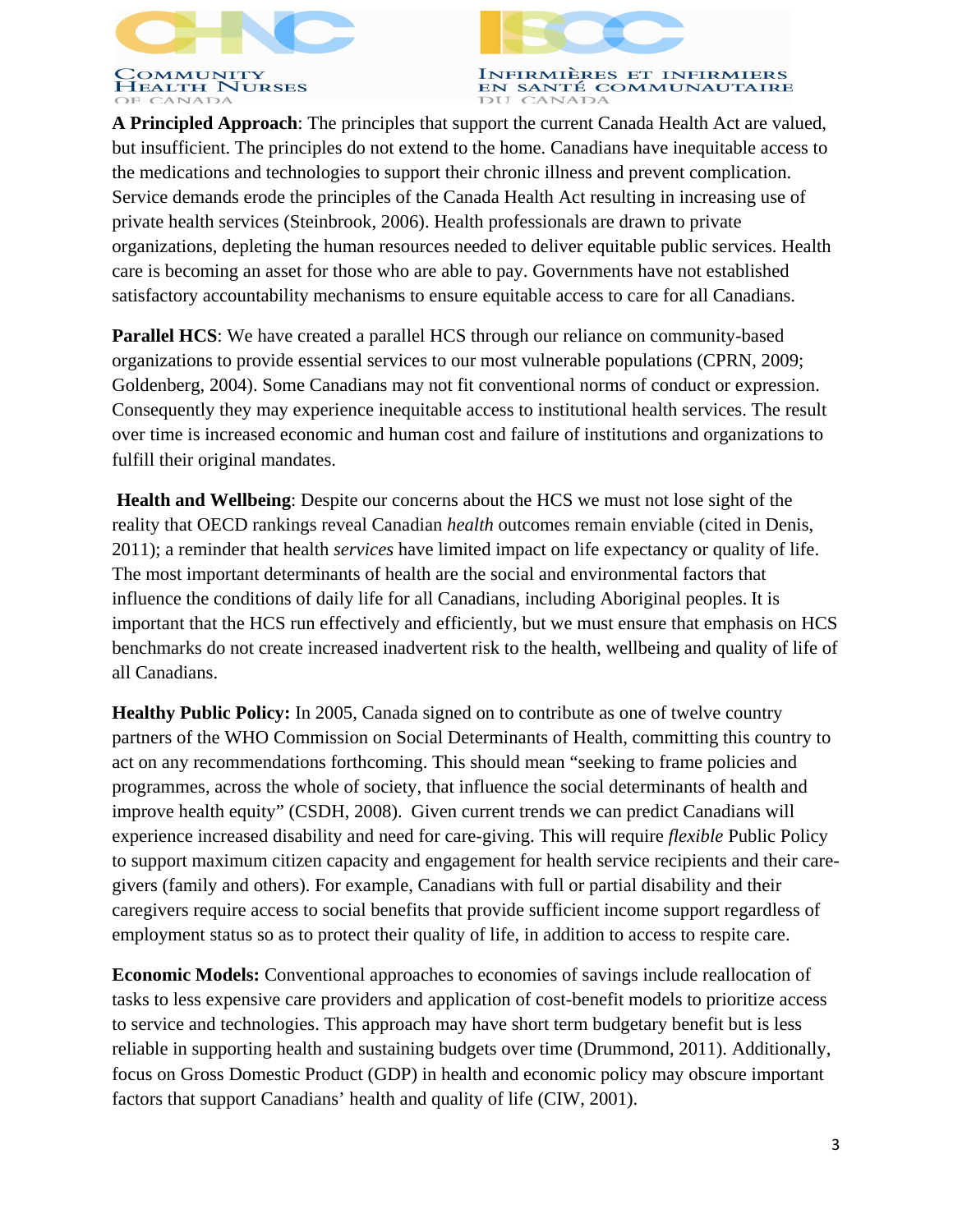**A Principled Approach**: The principles that support the current Canada Health Act are valued, but insufficient. The principles do not extend to the home. Canadians have inequitable access to the medications and technologies to support their chronic illness and prevent complication. Service demands erode the principles of the Canada Health Act resulting in increasing use of private health services (Steinbrook, 2006). Health professionals are drawn to private organizations, depleting the human resources needed to deliver equitable public services. Health care is becoming an asset for those who are able to pay. Governments have not established satisfactory accountability mechanisms to ensure equitable access to care for all Canadians.

**Parallel HCS**: We have created a parallel HCS through our reliance on community-based organizations to provide essential services to our most vulnerable populations (CPRN, 2009; Goldenberg, 2004). Some Canadians may not fit conventional norms of conduct or expression. Consequently they may experience inequitable access to institutional health services. The result over time is increased economic and human cost and failure of institutions and organizations to fulfill their original mandates.

**Health and Wellbeing**: Despite our concerns about the HCS we must not lose sight of the reality that OECD rankings reveal Canadian *health* outcomes remain enviable (cited in Denis, 2011); a reminder that health *services* have limited impact on life expectancy or quality of life. The most important determinants of health are the social and environmental factors that influence the conditions of daily life for all Canadians, including Aboriginal peoples. It is important that the HCS run effectively and efficiently, but we must ensure that emphasis on HCS benchmarks do not create increased inadvertent risk to the health, wellbeing and quality of life of all Canadians.

**Healthy Public Policy:** In 2005, Canada signed on to contribute as one of twelve country partners of the WHO Commission on Social Determinants of Health, committing this country to act on any recommendations forthcoming. This should mean "seeking to frame policies and programmes, across the whole of society, that influence the social determinants of health and improve health equity" (CSDH, 2008). Given current trends we can predict Canadians will experience increased disability and need for care-giving. This will require *flexible* Public Policy to support maximum citizen capacity and engagement for health service recipients and their care-givers (family and others). For example, Canadians with full or partial disability and their caregivers require access to social benefits that provide sufficient income support regardless of employment status so as to protect their quality of life, in addition to access to respite care.

**Economic Models:** Conventional approaches to economies of savings include reallocation of tasks to less expensive care providers and application of cost-benefit models to prioritize access to service and technologies. This approach may have short term budgetary benefit but is less reliable in supporting health and sustaining budgets over time (Drummond, 2011). Additionally, focus on Gross Domestic Product (GDP) in health and economic policy may obscure important factors that support Canadians' health and quality of life (CIW, 2001).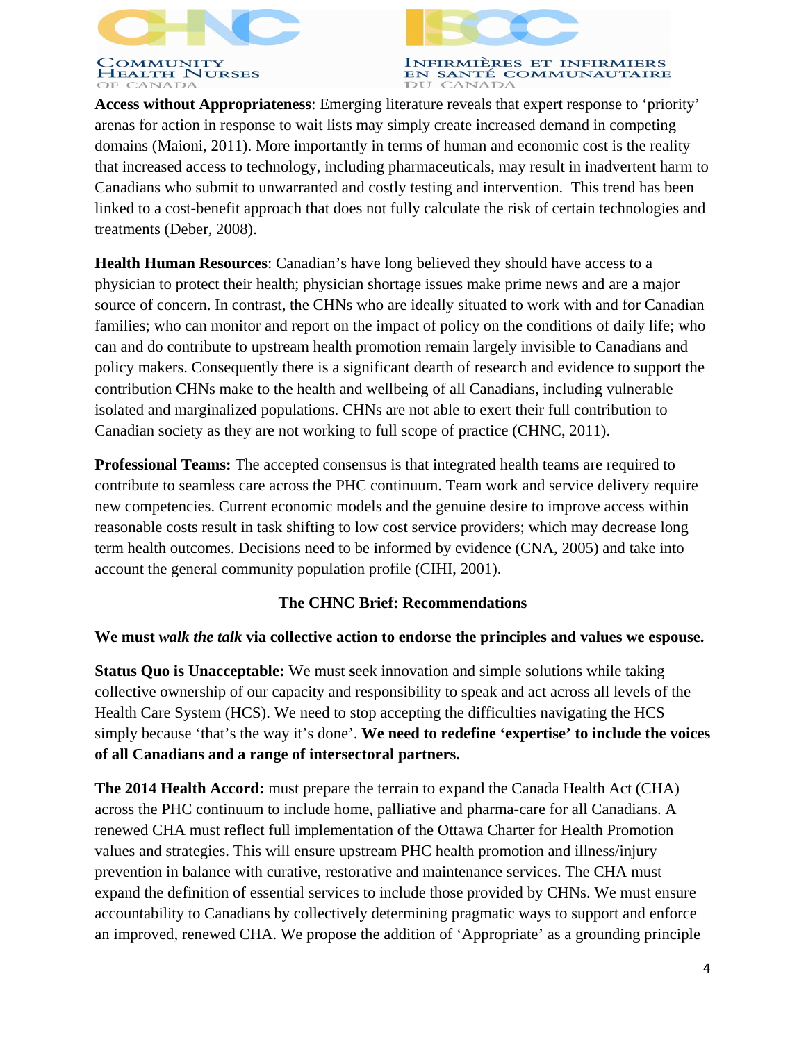**Access without Appropriateness**: Emerging literature reveals that expert response to 'priority' arenas for action in response to wait lists may simply create increased demand in competing domains (Maioni, 2011). More importantly in terms of human and economic cost is the reality that increased access to technology, including pharmaceuticals, may result in inadvertent harm to Canadians who submit to unwarranted and costly testing and intervention. This trend has been linked to a cost-benefit approach that does not fully calculate the risk of certain technologies and treatments (Deber, 2008).

**Health Human Resources**: Canadian's have long believed they should have access to a physician to protect their health; physician shortage issues make prime news and are a major source of concern. In contrast, the CHNs who are ideally situated to work with and for Canadian families; who can monitor and report on the impact of policy on the conditions of daily life; who can and do contribute to upstream health promotion remain largely invisible to Canadians and policy makers. Consequently there is a significant dearth of research and evidence to support the contribution CHNs make to the health and wellbeing of all Canadians, including vulnerable isolated and marginalized populations. CHNs are not able to exert their full contribution to Canadian society as they are not working to full scope of practice (CHNC, 2011).

**Professional Teams:** The accepted consensus is that integrated health teams are required to contribute to seamless care across the PHC continuum. Team work and service delivery require new competencies. Current economic models and the genuine desire to improve access within reasonable costs result in task shifting to low cost service providers; which may decrease long term health outcomes. Decisions need to be informed by evidence (CNA, 2005) and take into account the general community population profile (CIHI, 2001).

## The CHNC Brief: Recommendations

**We must *walk the talk* via collective action to endorse the principles and values we espouse.**

**Status Quo is Unacceptable:** We must **s**eek innovation and simple solutions while taking collective ownership of our capacity and responsibility to speak and act across all levels of the Health Care System (HCS). We need to stop accepting the difficulties navigating the HCS simply because 'that's the way it's done'. **We need to redefine 'expertise' to include the voices of all Canadians and a range of intersectoral partners.**

**The 2014 Health Accord:** must prepare the terrain to expand the Canada Health Act (CHA) across the PHC continuum to include home, palliative and pharma-care for all Canadians. A renewed CHA must reflect full implementation of the Ottawa Charter for Health Promotion values and strategies. This will ensure upstream PHC health promotion and illness/injury prevention in balance with curative, restorative and maintenance services. The CHA must expand the definition of essential services to include those provided by CHNs. We must ensure accountability to Canadians by collectively determining pragmatic ways to support and enforce an improved, renewed CHA. We propose the addition of 'Appropriate' as a grounding principle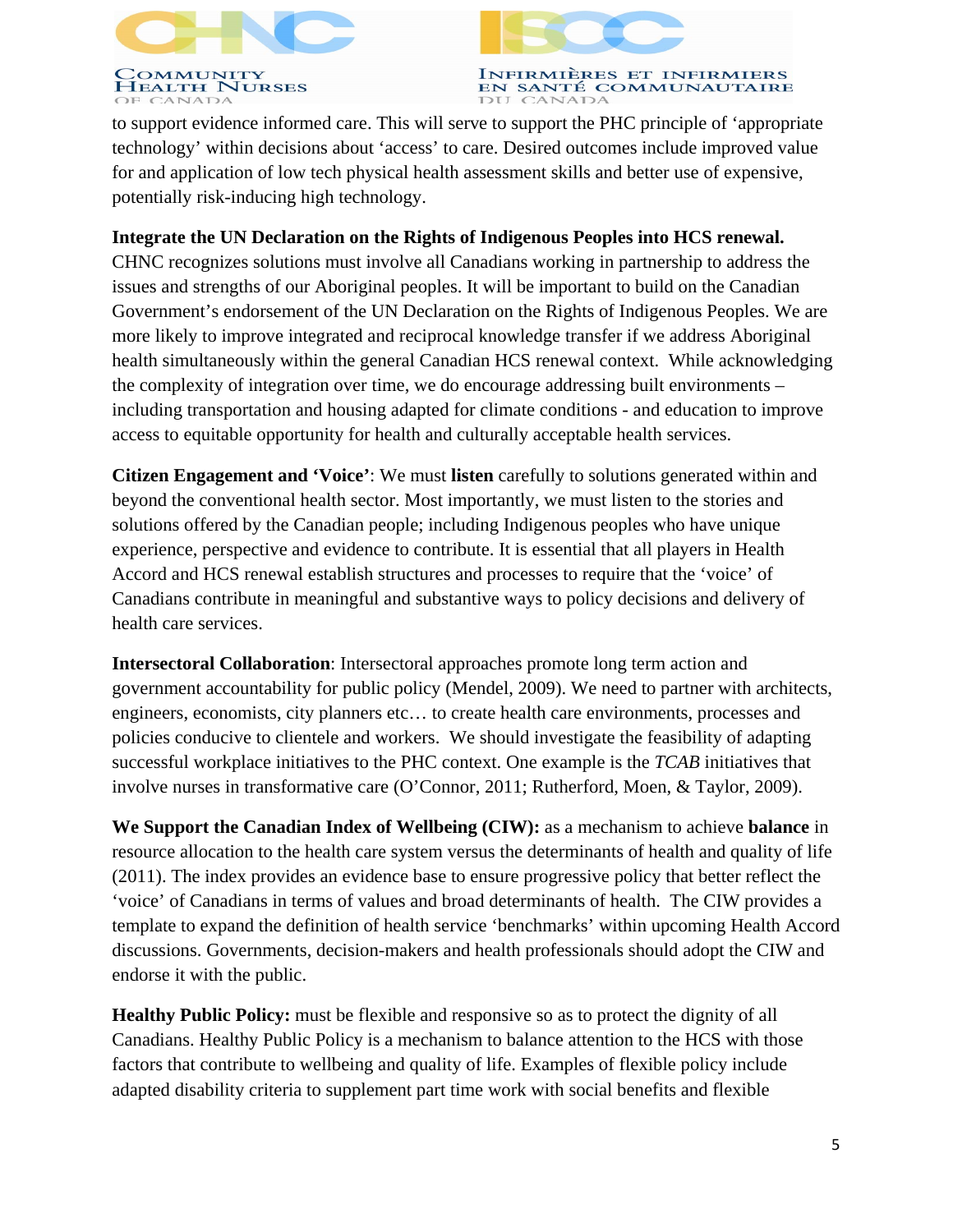to support evidence informed care. This will serve to support the PHC principle of 'appropriate technology' within decisions about 'access' to care. Desired outcomes include improved value for and application of low tech physical health assessment skills and better use of expensive, potentially risk-inducing high technology.

**Integrate the UN Declaration on the Rights of Indigenous Peoples into HCS renewal.** CHNC recognizes solutions must involve all Canadians working in partnership to address the issues and strengths of our Aboriginal peoples. It will be important to build on the Canadian Government's endorsement of the UN Declaration on the Rights of Indigenous Peoples. We are more likely to improve integrated and reciprocal knowledge transfer if we address Aboriginal health simultaneously within the general Canadian HCS renewal context. While acknowledging the complexity of integration over time, we do encourage addressing built environments – including transportation and housing adapted for climate conditions - and education to improve access to equitable opportunity for health and culturally acceptable health services.

**Citizen Engagement and 'Voice'**: We must **listen** carefully to solutions generated within and beyond the conventional health sector. Most importantly, we must listen to the stories and solutions offered by the Canadian people; including Indigenous peoples who have unique experience, perspective and evidence to contribute. It is essential that all players in Health Accord and HCS renewal establish structures and processes to require that the 'voice' of Canadians contribute in meaningful and substantive ways to policy decisions and delivery of health care services.

**Intersectoral Collaboration**: Intersectoral approaches promote long term action and government accountability for public policy (Mendel, 2009). We need to partner with architects, engineers, economists, city planners etc… to create health care environments, processes and policies conducive to clientele and workers. We should investigate the feasibility of adapting successful workplace initiatives to the PHC context. One example is the *TCAB* initiatives that involve nurses in transformative care (O'Connor, 2011; Rutherford, Moen, & Taylor, 2009).

**We Support the Canadian Index of Wellbeing (CIW):** as a mechanism to achieve **balance** in resource allocation to the health care system versus the determinants of health and quality of life (2011). The index provides an evidence base to ensure progressive policy that better reflect the 'voice' of Canadians in terms of values and broad determinants of health. The CIW provides a template to expand the definition of health service 'benchmarks' within upcoming Health Accord discussions. Governments, decision-makers and health professionals should adopt the CIW and endorse it with the public.

**Healthy Public Policy:** must be flexible and responsive so as to protect the dignity of all Canadians. Healthy Public Policy is a mechanism to balance attention to the HCS with those factors that contribute to wellbeing and quality of life. Examples of flexible policy include adapted disability criteria to supplement part time work with social benefits and flexible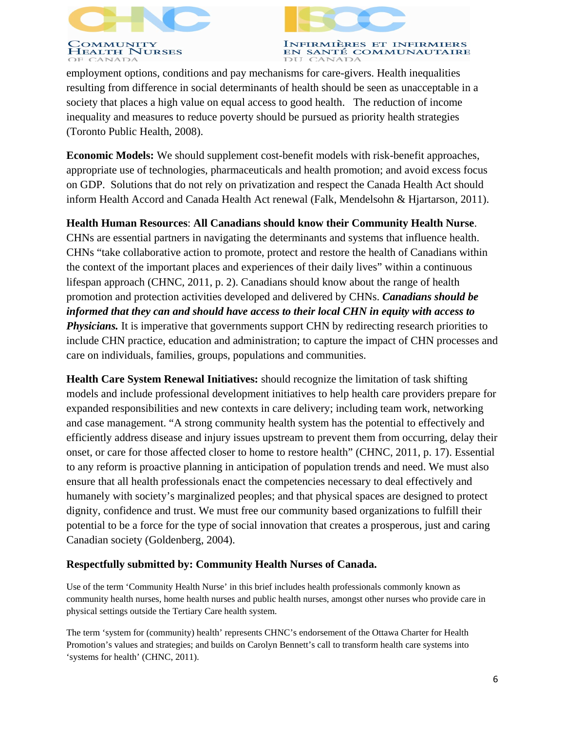employment options, conditions and pay mechanisms for care-givers. Health inequalities resulting from difference in social determinants of health should be seen as unacceptable in a society that places a high value on equal access to good health. The reduction of income inequality and measures to reduce poverty should be pursued as priority health strategies (Toronto Public Health, 2008).

**Economic Models:** We should supplement cost-benefit models with risk-benefit approaches, appropriate use of technologies, pharmaceuticals and health promotion; and avoid excess focus on GDP. Solutions that do not rely on privatization and respect the Canada Health Act should inform Health Accord and Canada Health Act renewal (Falk, Mendelsohn & Hjartarson, 2011).

**Health Human Resources**: **All Canadians should know their Community Health Nurse**. CHNs are essential partners in navigating the determinants and systems that influence health. CHNs "take collaborative action to promote, protect and restore the health of Canadians within the context of the important places and experiences of their daily lives" within a continuous lifespan approach (CHNC, 2011, p. 2). Canadians should know about the range of health promotion and protection activities developed and delivered by CHNs. ***Canadians should be informed that they can and should have access to their local CHN in equity with access to Physicians.*** It is imperative that governments support CHN by redirecting research priorities to include CHN practice, education and administration; to capture the impact of CHN processes and care on individuals, families, groups, populations and communities.

**Health Care System Renewal Initiatives:** should recognize the limitation of task shifting models and include professional development initiatives to help health care providers prepare for expanded responsibilities and new contexts in care delivery; including team work, networking and case management. "A strong community health system has the potential to effectively and efficiently address disease and injury issues upstream to prevent them from occurring, delay their onset, or care for those affected closer to home to restore health" (CHNC, 2011, p. 17). Essential to any reform is proactive planning in anticipation of population trends and need. We must also ensure that all health professionals enact the competencies necessary to deal effectively and humanely with society's marginalized peoples; and that physical spaces are designed to protect dignity, confidence and trust. We must free our community based organizations to fulfill their potential to be a force for the type of social innovation that creates a prosperous, just and caring Canadian society (Goldenberg, 2004).

**Respectfully submitted by: Community Health Nurses of Canada.**

Use of the term 'Community Health Nurse' in this brief includes health professionals commonly known as community health nurses, home health nurses and public health nurses, amongst other nurses who provide care in physical settings outside the Tertiary Care health system.

The term 'system for (community) health' represents CHNC's endorsement of the Ottawa Charter for Health Promotion's values and strategies; and builds on Carolyn Bennett's call to transform health care systems into 'systems for health' (CHNC, 2011).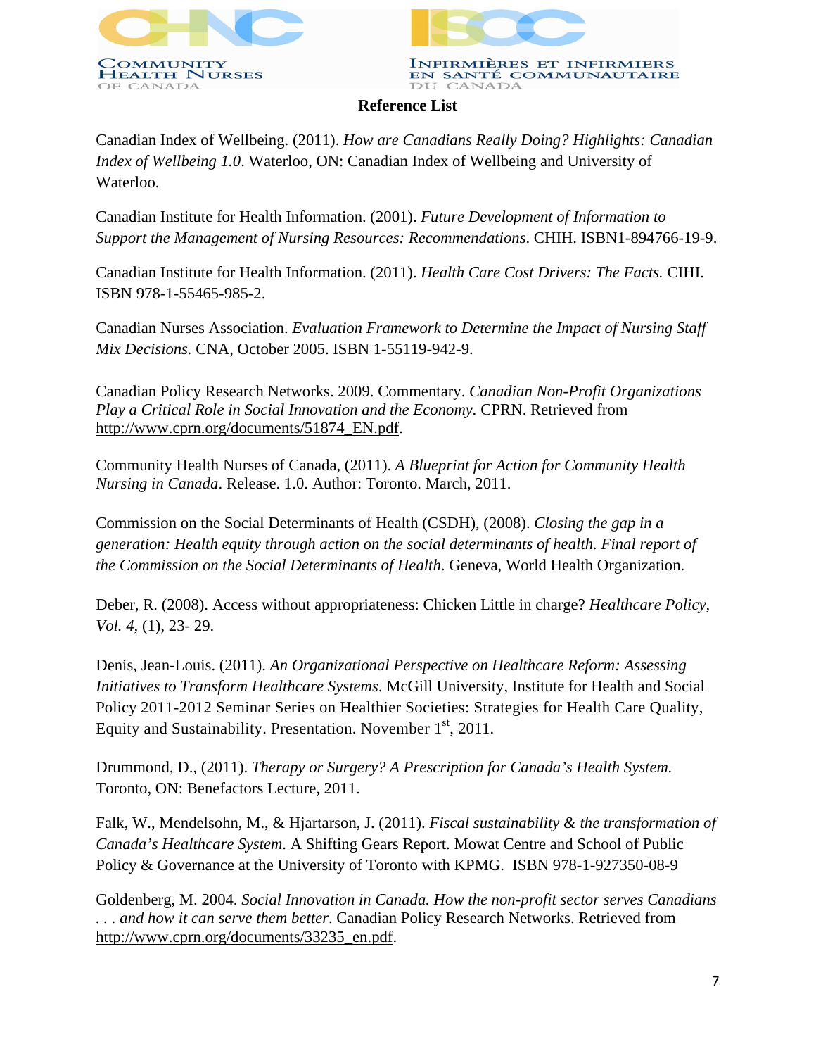## Reference List

Canadian Index of Wellbeing. (2011). *How are Canadians Really Doing? Highlights: Canadian Index of Wellbeing 1.0*. Waterloo, ON: Canadian Index of Wellbeing and University of Waterloo.

Canadian Institute for Health Information. (2001). *Future Development of Information to Support the Management of Nursing Resources: Recommendations*. CHIH. ISBN1-894766-19-9.

Canadian Institute for Health Information. (2011). *Health Care Cost Drivers: The Facts.* CIHI. ISBN 978-1-55465-985-2.

Canadian Nurses Association. *Evaluation Framework to Determine the Impact of Nursing Staff Mix Decisions.* CNA, October 2005. ISBN 1-55119-942-9.

Canadian Policy Research Networks. 2009. Commentary. *Canadian Non-Profit Organizations Play a Critical Role in Social Innovation and the Economy.* CPRN. Retrieved from http://www.cprn.org/documents/51874_EN.pdf.

Community Health Nurses of Canada, (2011). *A Blueprint for Action for Community Health Nursing in Canada*. Release. 1.0. Author: Toronto. March, 2011.

Commission on the Social Determinants of Health (CSDH), (2008). *Closing the gap in a generation: Health equity through action on the social determinants of health. Final report of the Commission on the Social Determinants of Health.* Geneva, World Health Organization.

Deber, R. (2008). Access without appropriateness: Chicken Little in charge? *Healthcare Policy, Vol. 4,* (1), 23- 29.

Denis, Jean-Louis. (2011). *An Organizational Perspective on Healthcare Reform: Assessing Initiatives to Transform Healthcare Systems*. McGill University, Institute for Health and Social Policy 2011-2012 Seminar Series on Healthier Societies: Strategies for Health Care Quality, Equity and Sustainability. Presentation. November 1st, 2011.

Drummond, D., (2011). *Therapy or Surgery? A Prescription for Canada's Health System.* Toronto, ON: Benefactors Lecture, 2011.

Falk, W., Mendelsohn, M., & Hjartarson, J. (2011). *Fiscal sustainability & the transformation of Canada's Healthcare System*. A Shifting Gears Report. Mowat Centre and School of Public Policy & Governance at the University of Toronto with KPMG. ISBN 978-1-927350-08-9

Goldenberg, M. 2004. *Social Innovation in Canada. How the non-profit sector serves Canadians . . . and how it can serve them better*. Canadian Policy Research Networks. Retrieved from http://www.cprn.org/documents/33235_en.pdf.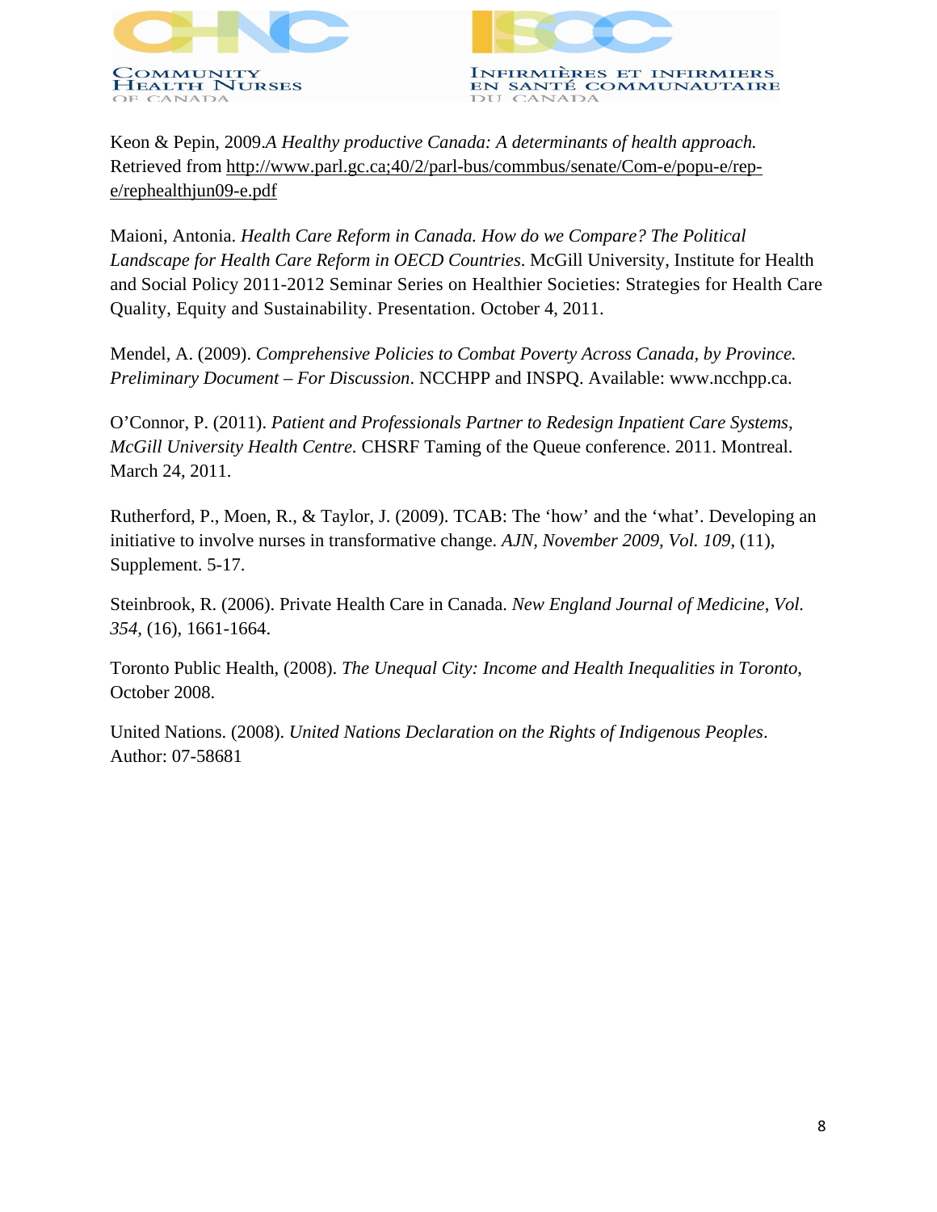Keon & Pepin, 2009.*A Healthy productive Canada: A determinants of health approach.* Retrieved from http://www.parl.gc.ca;40/2/parl-bus/commbus/senate/Com-e/popu-e/rep-e/rephealthjun09-e.pdf

Maioni, Antonia. *Health Care Reform in Canada. How do we Compare? The Political Landscape for Health Care Reform in OECD Countries*. McGill University, Institute for Health and Social Policy 2011-2012 Seminar Series on Healthier Societies: Strategies for Health Care Quality, Equity and Sustainability. Presentation. October 4, 2011.

Mendel, A. (2009). *Comprehensive Policies to Combat Poverty Across Canada, by Province. Preliminary Document – For Discussion*. NCCHPP and INSPQ. Available: www.ncchpp.ca.

O'Connor, P. (2011). *Patient and Professionals Partner to Redesign Inpatient Care Systems, McGill University Health Centre.* CHSRF Taming of the Queue conference. 2011. Montreal. March 24, 2011.

Rutherford, P., Moen, R., & Taylor, J. (2009). TCAB: The 'how' and the 'what'. Developing an initiative to involve nurses in transformative change. *AJN, November 2009, Vol. 109*, (11), Supplement. 5-17.

Steinbrook, R. (2006). Private Health Care in Canada. *New England Journal of Medicine, Vol. 354,* (16), 1661-1664.

Toronto Public Health, (2008). *The Unequal City: Income and Health Inequalities in Toronto*, October 2008.

United Nations. (2008). *United Nations Declaration on the Rights of Indigenous Peoples*. Author: 07-58681